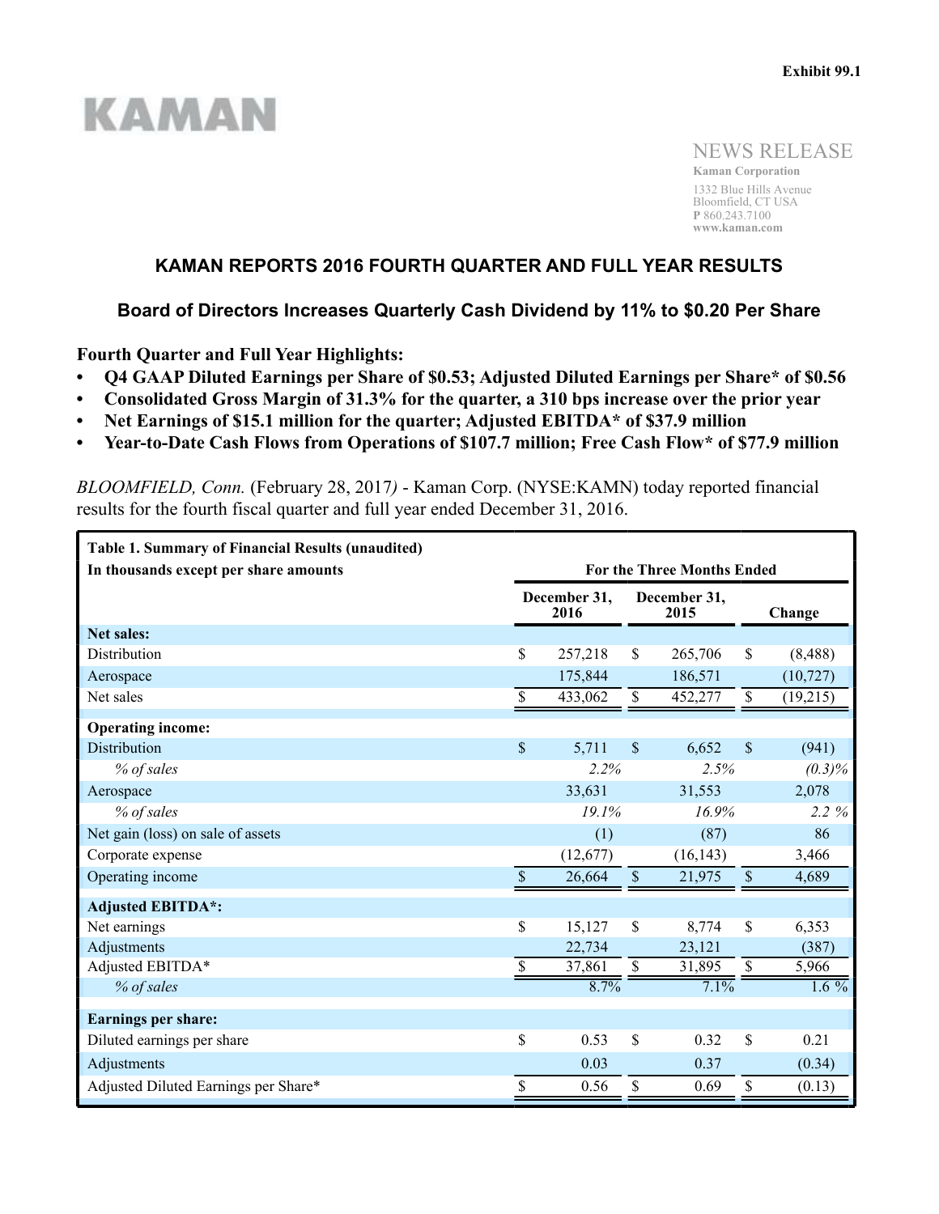Exhibit 99.1

KAMAN

NEWS RELEASE
**Kaman Corporation**
1332 Blue Hills Avenue
Bloomfield, CT USA
**P** 860.243.7100
**www.kaman.com**

# KAMAN REPORTS 2016 FOURTH QUARTER AND FULL YEAR RESULTS

## Board of Directors Increases Quarterly Cash Dividend by 11% to $0.20 Per Share

**Fourth Quarter and Full Year Highlights:**

- **Q4 GAAP Diluted Earnings per Share of $0.53; Adjusted Diluted Earnings per Share* of $0.56**
- **Consolidated Gross Margin of 31.3% for the quarter, a 310 bps increase over the prior year**
- **Net Earnings of $15.1 million for the quarter; Adjusted EBITDA* of $37.9 million**
- **Year-to-Date Cash Flows from Operations of $107.7 million; Free Cash Flow* of $77.9 million**

*BLOOMFIELD, Conn.* (February 28, 2017*)* - Kaman Corp. (NYSE:KAMN) today reported financial results for the fourth fiscal quarter and full year ended December 31, 2016.

| **Table 1. Summary of Financial Results (unaudited)**<br>**In thousands except per share amounts** | **For the Three Months Ended** | | |
|---|---|---|---|
| | **December 31, 2016** | **December 31, 2015** | **Change** |
| **Net sales:** | | | |
| Distribution | $ 257,218 | $ 265,706 | $ (8,488) |
| Aerospace | 175,844 | 186,571 | (10,727) |
| Net sales | $ 433,062 | $ 452,277 | $ (19,215) |
| **Operating income:** | | | |
| Distribution | $ 5,711 | $ 6,652 | $ (941) |
| *% of sales* | *2.2%* | *2.5%* | *(0.3)%* |
| Aerospace | 33,631 | 31,553 | 2,078 |
| *% of sales* | *19.1%* | *16.9%* | *2.2 %* |
| Net gain (loss) on sale of assets | (1) | (87) | 86 |
| Corporate expense | (12,677) | (16,143) | 3,466 |
| Operating income | $ 26,664 | $ 21,975 | $ 4,689 |
| **Adjusted EBITDA*:** | | | |
| Net earnings | $ 15,127 | $ 8,774 | $ 6,353 |
| Adjustments | 22,734 | 23,121 | (387) |
| Adjusted EBITDA* | $ 37,861 | $ 31,895 | $ 5,966 |
| *% of sales* | 8.7% | 7.1% | 1.6 % |
| **Earnings per share:** | | | |
| Diluted earnings per share | $ 0.53 | $ 0.32 | $ 0.21 |
| Adjustments | 0.03 | 0.37 | (0.34) |
| Adjusted Diluted Earnings per Share* | $ 0.56 | $ 0.69 | $ (0.13) |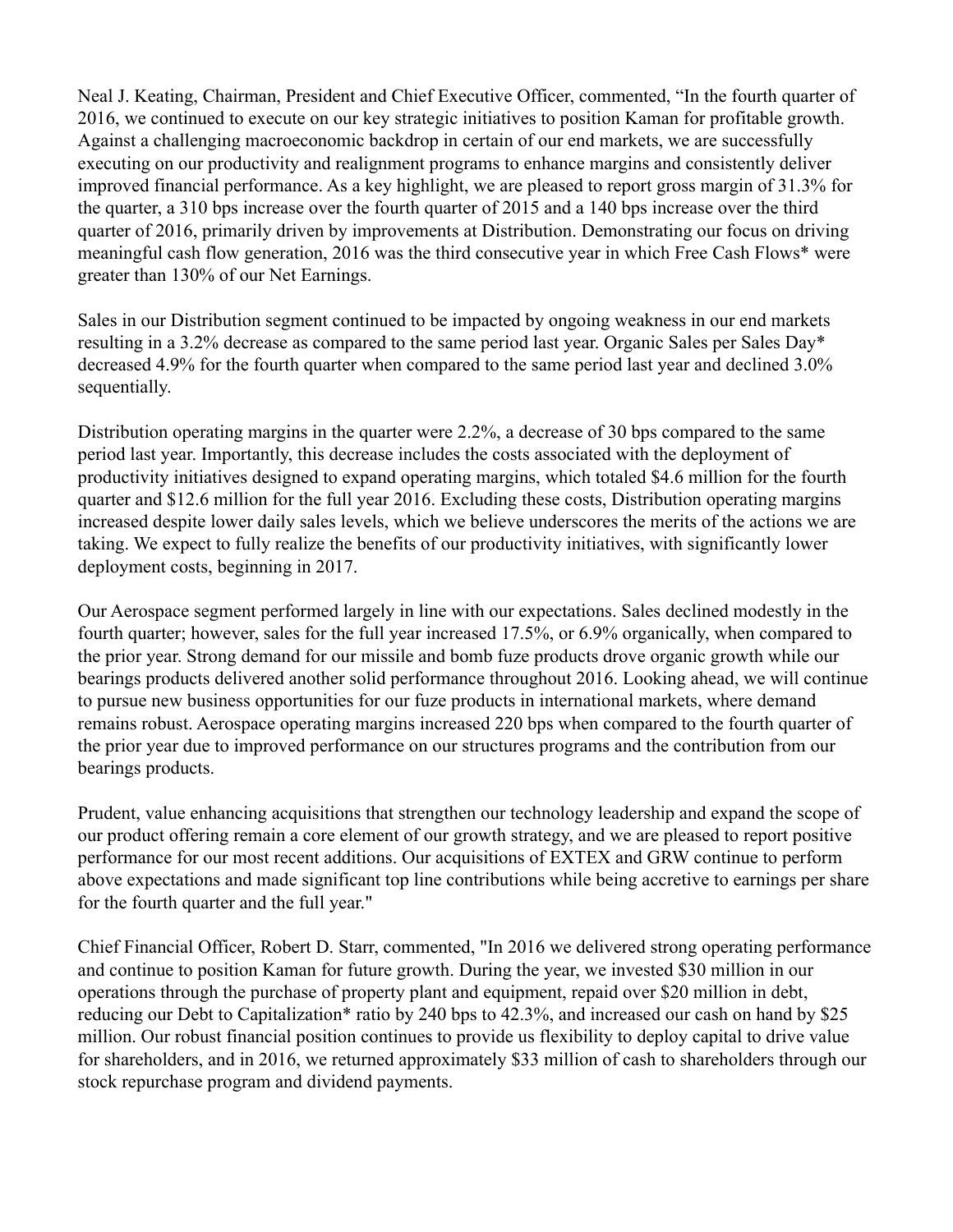Neal J. Keating, Chairman, President and Chief Executive Officer, commented, "In the fourth quarter of 2016, we continued to execute on our key strategic initiatives to position Kaman for profitable growth. Against a challenging macroeconomic backdrop in certain of our end markets, we are successfully executing on our productivity and realignment programs to enhance margins and consistently deliver improved financial performance. As a key highlight, we are pleased to report gross margin of 31.3% for the quarter, a 310 bps increase over the fourth quarter of 2015 and a 140 bps increase over the third quarter of 2016, primarily driven by improvements at Distribution. Demonstrating our focus on driving meaningful cash flow generation, 2016 was the third consecutive year in which Free Cash Flows* were greater than 130% of our Net Earnings.

Sales in our Distribution segment continued to be impacted by ongoing weakness in our end markets resulting in a 3.2% decrease as compared to the same period last year. Organic Sales per Sales Day* decreased 4.9% for the fourth quarter when compared to the same period last year and declined 3.0% sequentially.

Distribution operating margins in the quarter were 2.2%, a decrease of 30 bps compared to the same period last year. Importantly, this decrease includes the costs associated with the deployment of productivity initiatives designed to expand operating margins, which totaled $4.6 million for the fourth quarter and $12.6 million for the full year 2016. Excluding these costs, Distribution operating margins increased despite lower daily sales levels, which we believe underscores the merits of the actions we are taking. We expect to fully realize the benefits of our productivity initiatives, with significantly lower deployment costs, beginning in 2017.

Our Aerospace segment performed largely in line with our expectations. Sales declined modestly in the fourth quarter; however, sales for the full year increased 17.5%, or 6.9% organically, when compared to the prior year. Strong demand for our missile and bomb fuze products drove organic growth while our bearings products delivered another solid performance throughout 2016. Looking ahead, we will continue to pursue new business opportunities for our fuze products in international markets, where demand remains robust. Aerospace operating margins increased 220 bps when compared to the fourth quarter of the prior year due to improved performance on our structures programs and the contribution from our bearings products.

Prudent, value enhancing acquisitions that strengthen our technology leadership and expand the scope of our product offering remain a core element of our growth strategy, and we are pleased to report positive performance for our most recent additions. Our acquisitions of EXTEX and GRW continue to perform above expectations and made significant top line contributions while being accretive to earnings per share for the fourth quarter and the full year."

Chief Financial Officer, Robert D. Starr, commented, "In 2016 we delivered strong operating performance and continue to position Kaman for future growth. During the year, we invested $30 million in our operations through the purchase of property plant and equipment, repaid over $20 million in debt, reducing our Debt to Capitalization* ratio by 240 bps to 42.3%, and increased our cash on hand by $25 million. Our robust financial position continues to provide us flexibility to deploy capital to drive value for shareholders, and in 2016, we returned approximately $33 million of cash to shareholders through our stock repurchase program and dividend payments.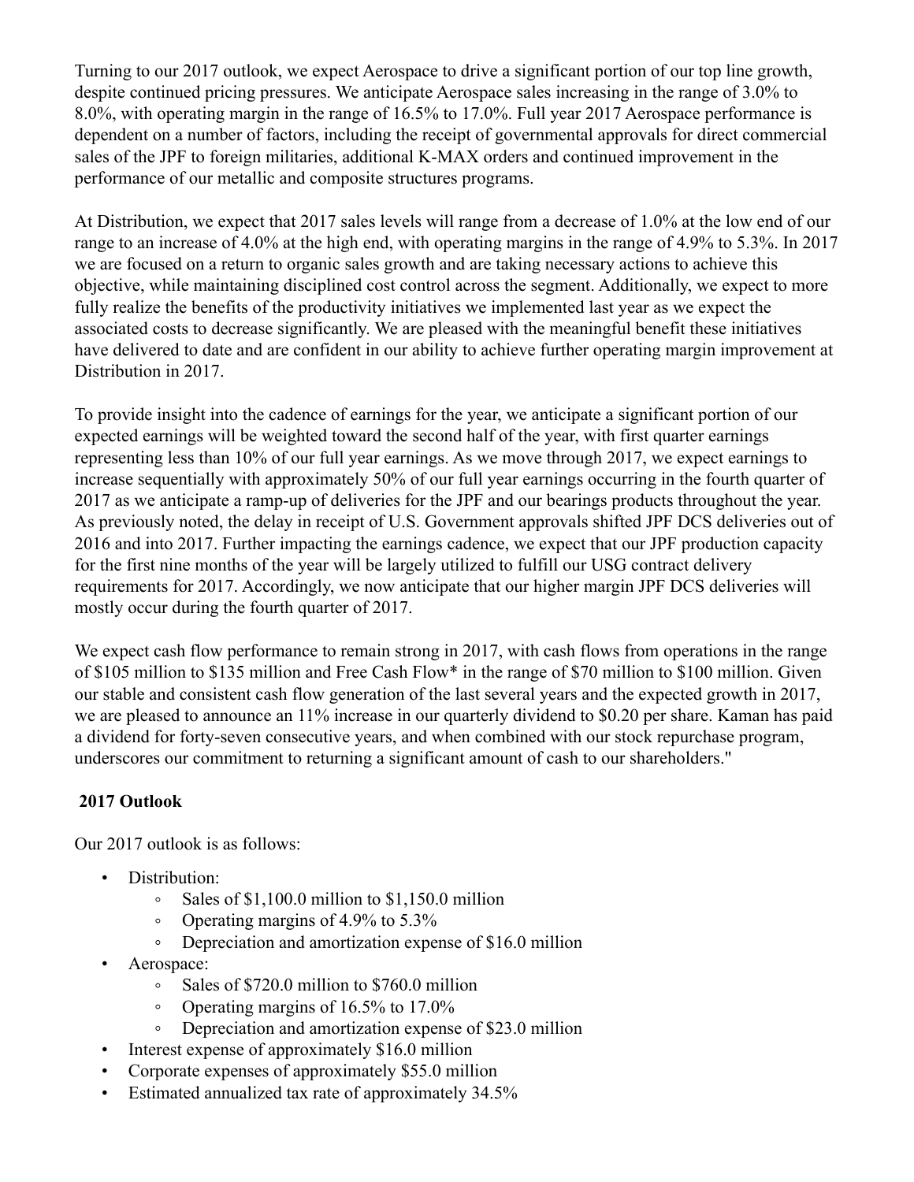Turning to our 2017 outlook, we expect Aerospace to drive a significant portion of our top line growth, despite continued pricing pressures. We anticipate Aerospace sales increasing in the range of 3.0% to 8.0%, with operating margin in the range of 16.5% to 17.0%. Full year 2017 Aerospace performance is dependent on a number of factors, including the receipt of governmental approvals for direct commercial sales of the JPF to foreign militaries, additional K-MAX orders and continued improvement in the performance of our metallic and composite structures programs.

At Distribution, we expect that 2017 sales levels will range from a decrease of 1.0% at the low end of our range to an increase of 4.0% at the high end, with operating margins in the range of 4.9% to 5.3%. In 2017 we are focused on a return to organic sales growth and are taking necessary actions to achieve this objective, while maintaining disciplined cost control across the segment. Additionally, we expect to more fully realize the benefits of the productivity initiatives we implemented last year as we expect the associated costs to decrease significantly. We are pleased with the meaningful benefit these initiatives have delivered to date and are confident in our ability to achieve further operating margin improvement at Distribution in 2017.

To provide insight into the cadence of earnings for the year, we anticipate a significant portion of our expected earnings will be weighted toward the second half of the year, with first quarter earnings representing less than 10% of our full year earnings. As we move through 2017, we expect earnings to increase sequentially with approximately 50% of our full year earnings occurring in the fourth quarter of 2017 as we anticipate a ramp-up of deliveries for the JPF and our bearings products throughout the year. As previously noted, the delay in receipt of U.S. Government approvals shifted JPF DCS deliveries out of 2016 and into 2017. Further impacting the earnings cadence, we expect that our JPF production capacity for the first nine months of the year will be largely utilized to fulfill our USG contract delivery requirements for 2017. Accordingly, we now anticipate that our higher margin JPF DCS deliveries will mostly occur during the fourth quarter of 2017.

We expect cash flow performance to remain strong in 2017, with cash flows from operations in the range of $105 million to $135 million and Free Cash Flow* in the range of $70 million to $100 million. Given our stable and consistent cash flow generation of the last several years and the expected growth in 2017, we are pleased to announce an 11% increase in our quarterly dividend to $0.20 per share. Kaman has paid a dividend for forty-seven consecutive years, and when combined with our stock repurchase program, underscores our commitment to returning a significant amount of cash to our shareholders."

## 2017 Outlook

Our 2017 outlook is as follows:

- Distribution:
  - Sales of $1,100.0 million to $1,150.0 million
  - Operating margins of 4.9% to 5.3%
  - Depreciation and amortization expense of $16.0 million
- Aerospace:
  - Sales of $720.0 million to $760.0 million
  - Operating margins of 16.5% to 17.0%
  - Depreciation and amortization expense of $23.0 million
- Interest expense of approximately $16.0 million
- Corporate expenses of approximately $55.0 million
- Estimated annualized tax rate of approximately 34.5%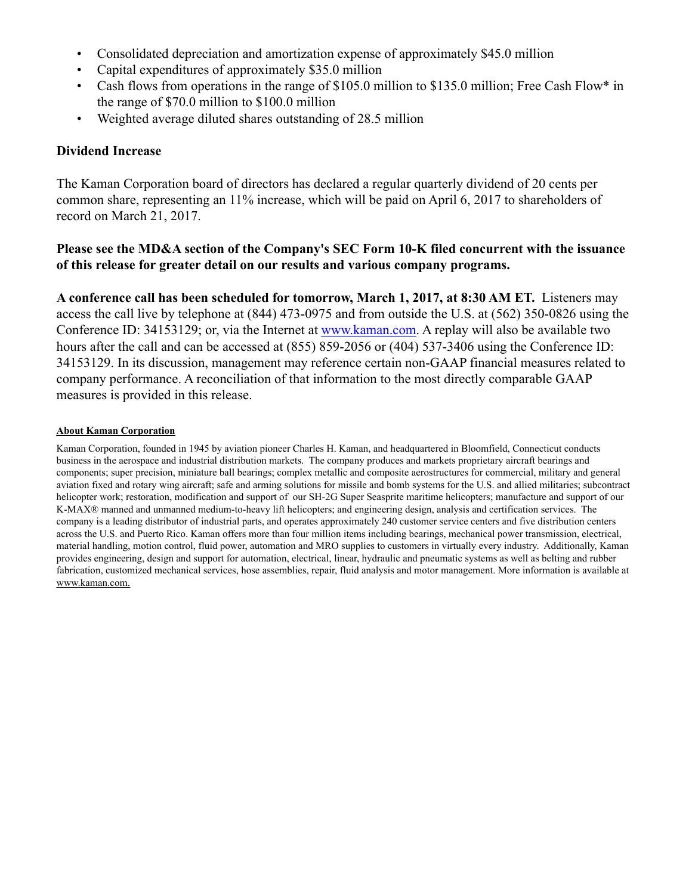- Consolidated depreciation and amortization expense of approximately $45.0 million
- Capital expenditures of approximately $35.0 million
- Cash flows from operations in the range of $105.0 million to $135.0 million; Free Cash Flow* in the range of $70.0 million to $100.0 million
- Weighted average diluted shares outstanding of 28.5 million

## Dividend Increase

The Kaman Corporation board of directors has declared a regular quarterly dividend of 20 cents per common share, representing an 11% increase, which will be paid on April 6, 2017 to shareholders of record on March 21, 2017.

**Please see the MD&A section of the Company's SEC Form 10-K filed concurrent with the issuance of this release for greater detail on our results and various company programs.**

**A conference call has been scheduled for tomorrow, March 1, 2017, at 8:30 AM ET.** Listeners may access the call live by telephone at (844) 473-0975 and from outside the U.S. at (562) 350-0826 using the Conference ID: 34153129; or, via the Internet at www.kaman.com. A replay will also be available two hours after the call and can be accessed at (855) 859-2056 or (404) 537-3406 using the Conference ID: 34153129. In its discussion, management may reference certain non-GAAP financial measures related to company performance. A reconciliation of that information to the most directly comparable GAAP measures is provided in this release.

**About Kaman Corporation**

Kaman Corporation, founded in 1945 by aviation pioneer Charles H. Kaman, and headquartered in Bloomfield, Connecticut conducts business in the aerospace and industrial distribution markets. The company produces and markets proprietary aircraft bearings and components; super precision, miniature ball bearings; complex metallic and composite aerostructures for commercial, military and general aviation fixed and rotary wing aircraft; safe and arming solutions for missile and bomb systems for the U.S. and allied militaries; subcontract helicopter work; restoration, modification and support of our SH-2G Super Seasprite maritime helicopters; manufacture and support of our K-MAX® manned and unmanned medium-to-heavy lift helicopters; and engineering design, analysis and certification services. The company is a leading distributor of industrial parts, and operates approximately 240 customer service centers and five distribution centers across the U.S. and Puerto Rico. Kaman offers more than four million items including bearings, mechanical power transmission, electrical, material handling, motion control, fluid power, automation and MRO supplies to customers in virtually every industry. Additionally, Kaman provides engineering, design and support for automation, electrical, linear, hydraulic and pneumatic systems as well as belting and rubber fabrication, customized mechanical services, hose assemblies, repair, fluid analysis and motor management. More information is available at www.kaman.com.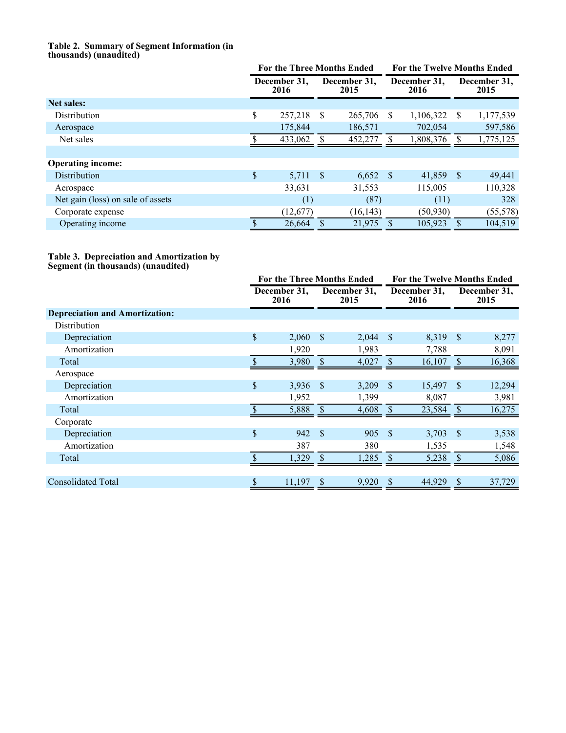**Table 2. Summary of Segment Information (in thousands) (unaudited)**

| | For the Three Months Ended | | For the Twelve Months Ended | |
|---|---|---|---|---|
| | December 31, 2016 | December 31, 2015 | December 31, 2016 | December 31, 2015 |
| **Net sales:** | | | | |
| Distribution | $ 257,218 | $ 265,706 | $ 1,106,322 | $ 1,177,539 |
| Aerospace | 175,844 | 186,571 | 702,054 | 597,586 |
| Net sales | $ 433,062 | $ 452,277 | $ 1,808,376 | $ 1,775,125 |
| | | | | |
| **Operating income:** | | | | |
| Distribution | $ 5,711 | $ 6,652 | $ 41,859 | $ 49,441 |
| Aerospace | 33,631 | 31,553 | 115,005 | 110,328 |
| Net gain (loss) on sale of assets | (1) | (87) | (11) | 328 |
| Corporate expense | (12,677) | (16,143) | (50,930) | (55,578) |
| Operating income | $ 26,664 | $ 21,975 | $ 105,923 | $ 104,519 |

**Table 3. Depreciation and Amortization by Segment (in thousands) (unaudited)**

| | For the Three Months Ended | | For the Twelve Months Ended | |
|---|---|---|---|---|
| | December 31, 2016 | December 31, 2015 | December 31, 2016 | December 31, 2015 |
| **Depreciation and Amortization:** | | | | |
| Distribution | | | | |
| Depreciation | $ 2,060 | $ 2,044 | $ 8,319 | $ 8,277 |
| Amortization | 1,920 | 1,983 | 7,788 | 8,091 |
| Total | $ 3,980 | $ 4,027 | $ 16,107 | $ 16,368 |
| Aerospace | | | | |
| Depreciation | $ 3,936 | $ 3,209 | $ 15,497 | $ 12,294 |
| Amortization | 1,952 | 1,399 | 8,087 | 3,981 |
| Total | $ 5,888 | $ 4,608 | $ 23,584 | $ 16,275 |
| Corporate | | | | |
| Depreciation | $ 942 | $ 905 | $ 3,703 | $ 3,538 |
| Amortization | 387 | 380 | 1,535 | 1,548 |
| Total | $ 1,329 | $ 1,285 | $ 5,238 | $ 5,086 |
| | | | | |
| Consolidated Total | $ 11,197 | $ 9,920 | $ 44,929 | $ 37,729 |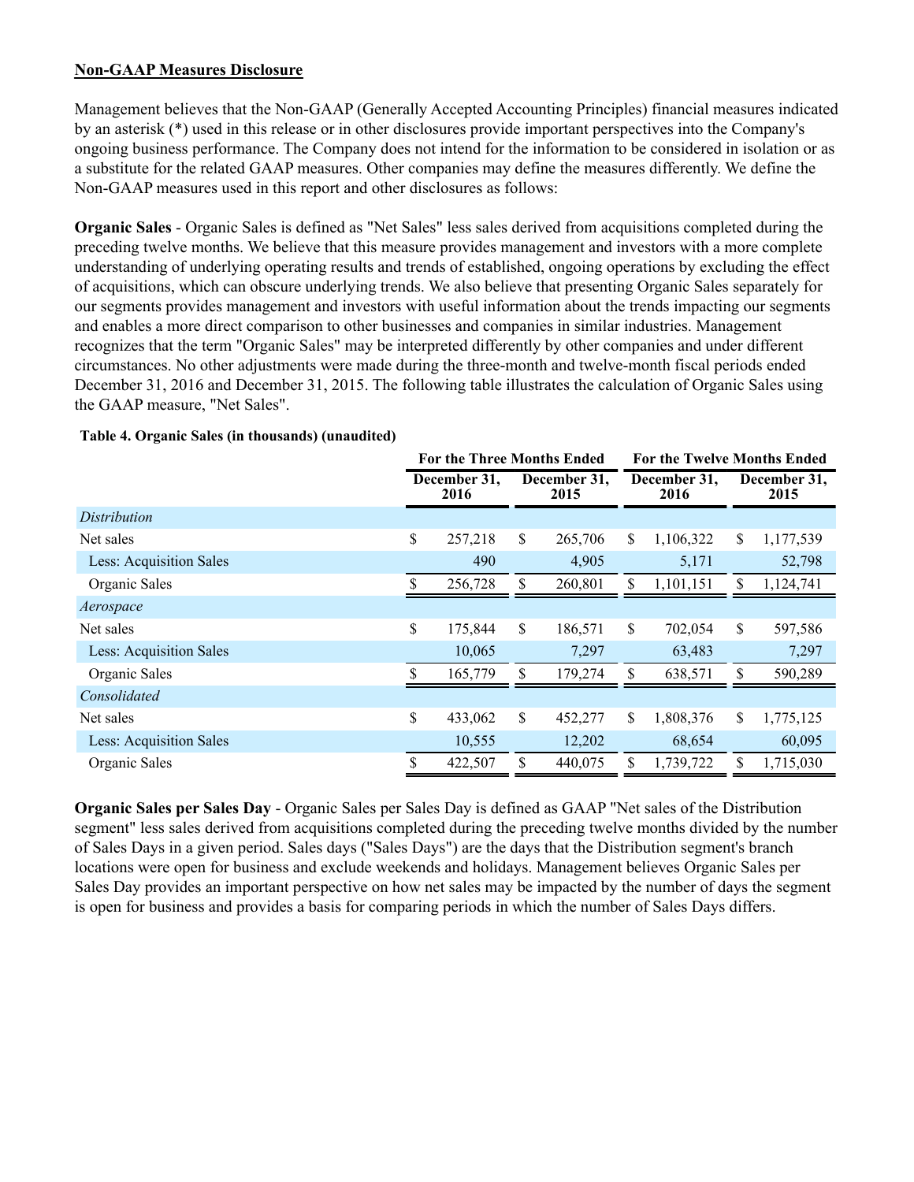**Non-GAAP Measures Disclosure**

Management believes that the Non-GAAP (Generally Accepted Accounting Principles) financial measures indicated by an asterisk (*) used in this release or in other disclosures provide important perspectives into the Company's ongoing business performance. The Company does not intend for the information to be considered in isolation or as a substitute for the related GAAP measures. Other companies may define the measures differently. We define the Non-GAAP measures used in this report and other disclosures as follows:

**Organic Sales** - Organic Sales is defined as "Net Sales" less sales derived from acquisitions completed during the preceding twelve months. We believe that this measure provides management and investors with a more complete understanding of underlying operating results and trends of established, ongoing operations by excluding the effect of acquisitions, which can obscure underlying trends. We also believe that presenting Organic Sales separately for our segments provides management and investors with useful information about the trends impacting our segments and enables a more direct comparison to other businesses and companies in similar industries. Management recognizes that the term "Organic Sales" may be interpreted differently by other companies and under different circumstances. No other adjustments were made during the three-month and twelve-month fiscal periods ended December 31, 2016 and December 31, 2015. The following table illustrates the calculation of Organic Sales using the GAAP measure, "Net Sales".

**Table 4. Organic Sales (in thousands) (unaudited)**

| | For the Three Months Ended | | For the Twelve Months Ended | |
|---|---|---|---|---|
| | December 31, 2016 | December 31, 2015 | December 31, 2016 | December 31, 2015 |
| *Distribution* | | | | |
| Net sales | $ 257,218 | $ 265,706 | $ 1,106,322 | $ 1,177,539 |
| Less: Acquisition Sales | 490 | 4,905 | 5,171 | 52,798 |
| Organic Sales | $ 256,728 | $ 260,801 | $ 1,101,151 | $ 1,124,741 |
| *Aerospace* | | | | |
| Net sales | $ 175,844 | $ 186,571 | $ 702,054 | $ 597,586 |
| Less: Acquisition Sales | 10,065 | 7,297 | 63,483 | 7,297 |
| Organic Sales | $ 165,779 | $ 179,274 | $ 638,571 | $ 590,289 |
| *Consolidated* | | | | |
| Net sales | $ 433,062 | $ 452,277 | $ 1,808,376 | $ 1,775,125 |
| Less: Acquisition Sales | 10,555 | 12,202 | 68,654 | 60,095 |
| Organic Sales | $ 422,507 | $ 440,075 | $ 1,739,722 | $ 1,715,030 |

**Organic Sales per Sales Day** - Organic Sales per Sales Day is defined as GAAP "Net sales of the Distribution segment" less sales derived from acquisitions completed during the preceding twelve months divided by the number of Sales Days in a given period. Sales days ("Sales Days") are the days that the Distribution segment's branch locations were open for business and exclude weekends and holidays. Management believes Organic Sales per Sales Day provides an important perspective on how net sales may be impacted by the number of days the segment is open for business and provides a basis for comparing periods in which the number of Sales Days differs.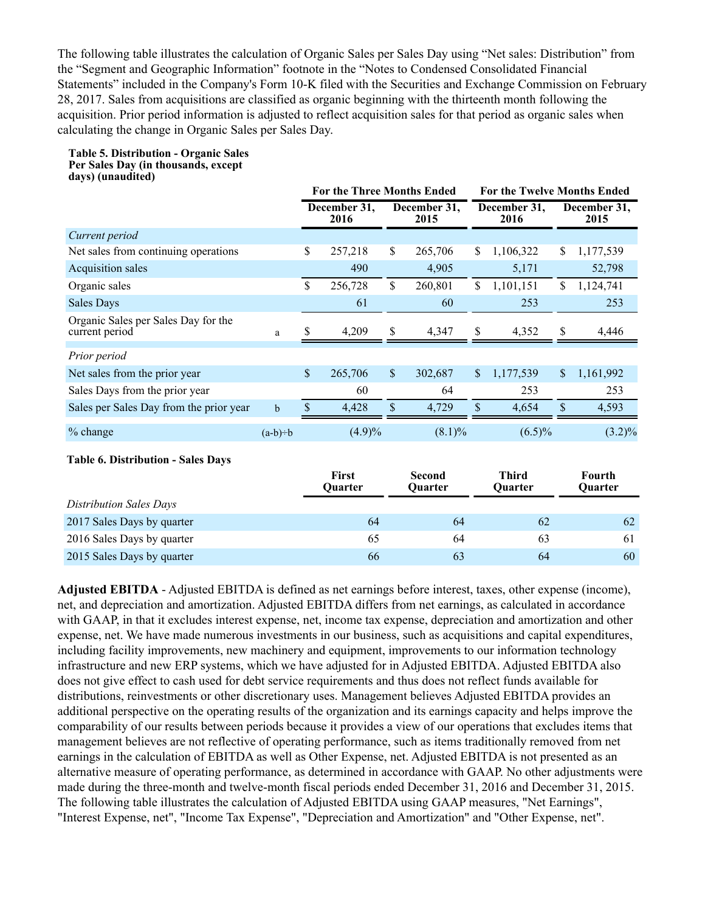The following table illustrates the calculation of Organic Sales per Sales Day using "Net sales: Distribution" from the "Segment and Geographic Information" footnote in the "Notes to Condensed Consolidated Financial Statements" included in the Company's Form 10-K filed with the Securities and Exchange Commission on February 28, 2017. Sales from acquisitions are classified as organic beginning with the thirteenth month following the acquisition. Prior period information is adjusted to reflect acquisition sales for that period as organic sales when calculating the change in Organic Sales per Sales Day.

**Table 5. Distribution - Organic Sales Per Sales Day (in thousands, except days) (unaudited)**

| | | For the Three Months Ended | | For the Twelve Months Ended | |
|---|---|---|---|---|---|
| | | December 31, 2016 | December 31, 2015 | December 31, 2016 | December 31, 2015 |
| *Current period* | | | | | |
| Net sales from continuing operations | | $ 257,218 | $ 265,706 | $ 1,106,322 | $ 1,177,539 |
| Acquisition sales | | 490 | 4,905 | 5,171 | 52,798 |
| Organic sales | | $ 256,728 | $ 260,801 | $ 1,101,151 | $ 1,124,741 |
| Sales Days | | 61 | 60 | 253 | 253 |
| Organic Sales per Sales Day for the current period | a | $ 4,209 | $ 4,347 | $ 4,352 | $ 4,446 |
| *Prior period* | | | | | |
| Net sales from the prior year | | $ 265,706 | $ 302,687 | $ 1,177,539 | $ 1,161,992 |
| Sales Days from the prior year | | 60 | 64 | 253 | 253 |
| Sales per Sales Day from the prior year | b | $ 4,428 | $ 4,729 | $ 4,654 | $ 4,593 |
| % change | (a-b)÷b | (4.9)% | (8.1)% | (6.5)% | (3.2)% |

**Table 6. Distribution - Sales Days**

| | First Quarter | Second Quarter | Third Quarter | Fourth Quarter |
|---|---|---|---|---|
| *Distribution Sales Days* | | | | |
| 2017 Sales Days by quarter | 64 | 64 | 62 | 62 |
| 2016 Sales Days by quarter | 65 | 64 | 63 | 61 |
| 2015 Sales Days by quarter | 66 | 63 | 64 | 60 |

**Adjusted EBITDA** - Adjusted EBITDA is defined as net earnings before interest, taxes, other expense (income), net, and depreciation and amortization. Adjusted EBITDA differs from net earnings, as calculated in accordance with GAAP, in that it excludes interest expense, net, income tax expense, depreciation and amortization and other expense, net. We have made numerous investments in our business, such as acquisitions and capital expenditures, including facility improvements, new machinery and equipment, improvements to our information technology infrastructure and new ERP systems, which we have adjusted for in Adjusted EBITDA. Adjusted EBITDA also does not give effect to cash used for debt service requirements and thus does not reflect funds available for distributions, reinvestments or other discretionary uses. Management believes Adjusted EBITDA provides an additional perspective on the operating results of the organization and its earnings capacity and helps improve the comparability of our results between periods because it provides a view of our operations that excludes items that management believes are not reflective of operating performance, such as items traditionally removed from net earnings in the calculation of EBITDA as well as Other Expense, net. Adjusted EBITDA is not presented as an alternative measure of operating performance, as determined in accordance with GAAP. No other adjustments were made during the three-month and twelve-month fiscal periods ended December 31, 2016 and December 31, 2015. The following table illustrates the calculation of Adjusted EBITDA using GAAP measures, "Net Earnings", "Interest Expense, net", "Income Tax Expense", "Depreciation and Amortization" and "Other Expense, net".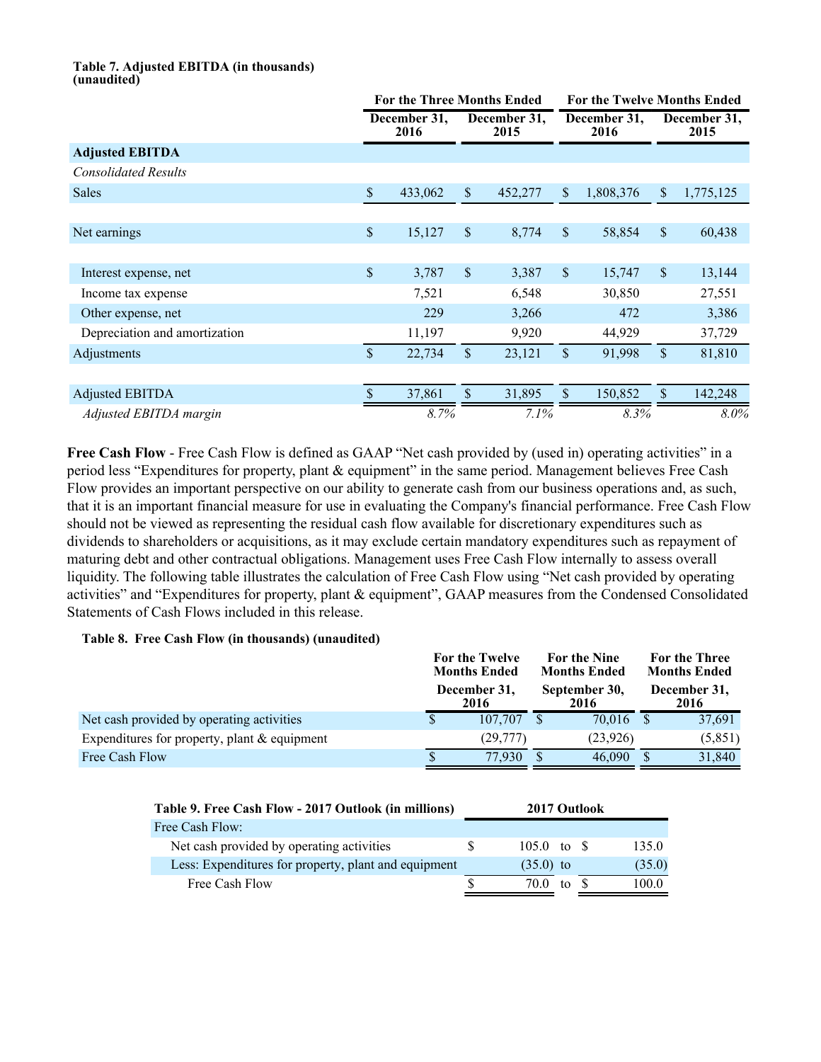**Table 7. Adjusted EBITDA (in thousands) (unaudited)**

| | For the Three Months Ended | | For the Twelve Months Ended | |
|---|---|---|---|---|
| | December 31, 2016 | December 31, 2015 | December 31, 2016 | December 31, 2015 |
| **Adjusted EBITDA** | | | | |
| *Consolidated Results* | | | | |
| Sales | $ 433,062 | $ 452,277 | $ 1,808,376 | $ 1,775,125 |
| | | | | |
| Net earnings | $ 15,127 | $ 8,774 | $ 58,854 | $ 60,438 |
| | | | | |
| Interest expense, net | $ 3,787 | $ 3,387 | $ 15,747 | $ 13,144 |
| Income tax expense | 7,521 | 6,548 | 30,850 | 27,551 |
| Other expense, net | 229 | 3,266 | 472 | 3,386 |
| Depreciation and amortization | 11,197 | 9,920 | 44,929 | 37,729 |
| Adjustments | $ 22,734 | $ 23,121 | $ 91,998 | $ 81,810 |
| | | | | |
| Adjusted EBITDA | $ 37,861 | $ 31,895 | $ 150,852 | $ 142,248 |
| *Adjusted EBITDA margin* | *8.7%* | *7.1%* | *8.3%* | *8.0%* |

**Free Cash Flow** - Free Cash Flow is defined as GAAP "Net cash provided by (used in) operating activities" in a period less "Expenditures for property, plant & equipment" in the same period. Management believes Free Cash Flow provides an important perspective on our ability to generate cash from our business operations and, as such, that it is an important financial measure for use in evaluating the Company's financial performance. Free Cash Flow should not be viewed as representing the residual cash flow available for discretionary expenditures such as dividends to shareholders or acquisitions, as it may exclude certain mandatory expenditures such as repayment of maturing debt and other contractual obligations. Management uses Free Cash Flow internally to assess overall liquidity. The following table illustrates the calculation of Free Cash Flow using "Net cash provided by operating activities" and "Expenditures for property, plant & equipment", GAAP measures from the Condensed Consolidated Statements of Cash Flows included in this release.

**Table 8. Free Cash Flow (in thousands) (unaudited)**

| | For the Twelve Months Ended December 31, 2016 | For the Nine Months Ended September 30, 2016 | For the Three Months Ended December 31, 2016 |
|---|---|---|---|
| Net cash provided by operating activities | $ 107,707 | $ 70,016 | $ 37,691 |
| Expenditures for property, plant & equipment | (29,777) | (23,926) | (5,851) |
| Free Cash Flow | $ 77,930 | $ 46,090 | $ 31,840 |

| Table 9. Free Cash Flow - 2017 Outlook (in millions) | 2017 Outlook | | |
|---|---|---|---|
| Free Cash Flow: | | | |
| Net cash provided by operating activities | $ 105.0 | to | $ 135.0 |
| Less: Expenditures for property, plant and equipment | (35.0) | to | (35.0) |
| Free Cash Flow | $ 70.0 | to | $ 100.0 |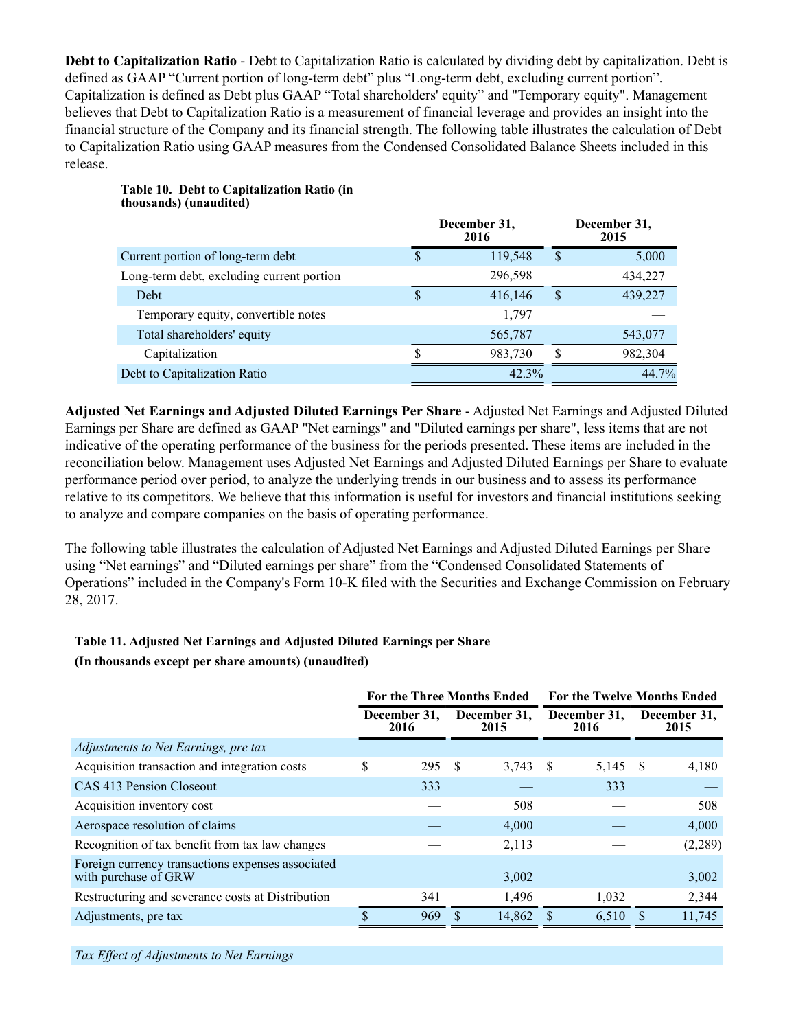**Debt to Capitalization Ratio** - Debt to Capitalization Ratio is calculated by dividing debt by capitalization. Debt is defined as GAAP "Current portion of long-term debt" plus "Long-term debt, excluding current portion". Capitalization is defined as Debt plus GAAP "Total shareholders' equity" and "Temporary equity". Management believes that Debt to Capitalization Ratio is a measurement of financial leverage and provides an insight into the financial structure of the Company and its financial strength. The following table illustrates the calculation of Debt to Capitalization Ratio using GAAP measures from the Condensed Consolidated Balance Sheets included in this release.

**Table 10. Debt to Capitalization Ratio (in thousands) (unaudited)**

| | December 31, 2016 | December 31, 2015 |
|---|---|---|
| Current portion of long-term debt | $ 119,548 | $ 5,000 |
| Long-term debt, excluding current portion | 296,598 | 434,227 |
| Debt | $ 416,146 | $ 439,227 |
| Temporary equity, convertible notes | 1,797 | — |
| Total shareholders' equity | 565,787 | 543,077 |
| Capitalization | $ 983,730 | $ 982,304 |
| Debt to Capitalization Ratio | 42.3% | 44.7% |

**Adjusted Net Earnings and Adjusted Diluted Earnings Per Share** - Adjusted Net Earnings and Adjusted Diluted Earnings per Share are defined as GAAP "Net earnings" and "Diluted earnings per share", less items that are not indicative of the operating performance of the business for the periods presented. These items are included in the reconciliation below. Management uses Adjusted Net Earnings and Adjusted Diluted Earnings per Share to evaluate performance period over period, to analyze the underlying trends in our business and to assess its performance relative to its competitors. We believe that this information is useful for investors and financial institutions seeking to analyze and compare companies on the basis of operating performance.

The following table illustrates the calculation of Adjusted Net Earnings and Adjusted Diluted Earnings per Share using "Net earnings" and "Diluted earnings per share" from the "Condensed Consolidated Statements of Operations" included in the Company's Form 10-K filed with the Securities and Exchange Commission on February 28, 2017.

**Table 11. Adjusted Net Earnings and Adjusted Diluted Earnings per Share**
**(In thousands except per share amounts) (unaudited)**

| | For the Three Months Ended | | For the Twelve Months Ended | |
|---|---|---|---|---|
| | December 31, 2016 | December 31, 2015 | December 31, 2016 | December 31, 2015 |
| *Adjustments to Net Earnings, pre tax* | | | | |
| Acquisition transaction and integration costs | $ 295 | $ 3,743 | $ 5,145 | $ 4,180 |
| CAS 413 Pension Closeout | 333 | — | 333 | — |
| Acquisition inventory cost | — | 508 | — | 508 |
| Aerospace resolution of claims | — | 4,000 | — | 4,000 |
| Recognition of tax benefit from tax law changes | — | 2,113 | — | (2,289) |
| Foreign currency transactions expenses associated with purchase of GRW | — | 3,002 | — | 3,002 |
| Restructuring and severance costs at Distribution | 341 | 1,496 | 1,032 | 2,344 |
| Adjustments, pre tax | $ 969 | $ 14,862 | $ 6,510 | $ 11,745 |
| *Tax Effect of Adjustments to Net Earnings* | | | | |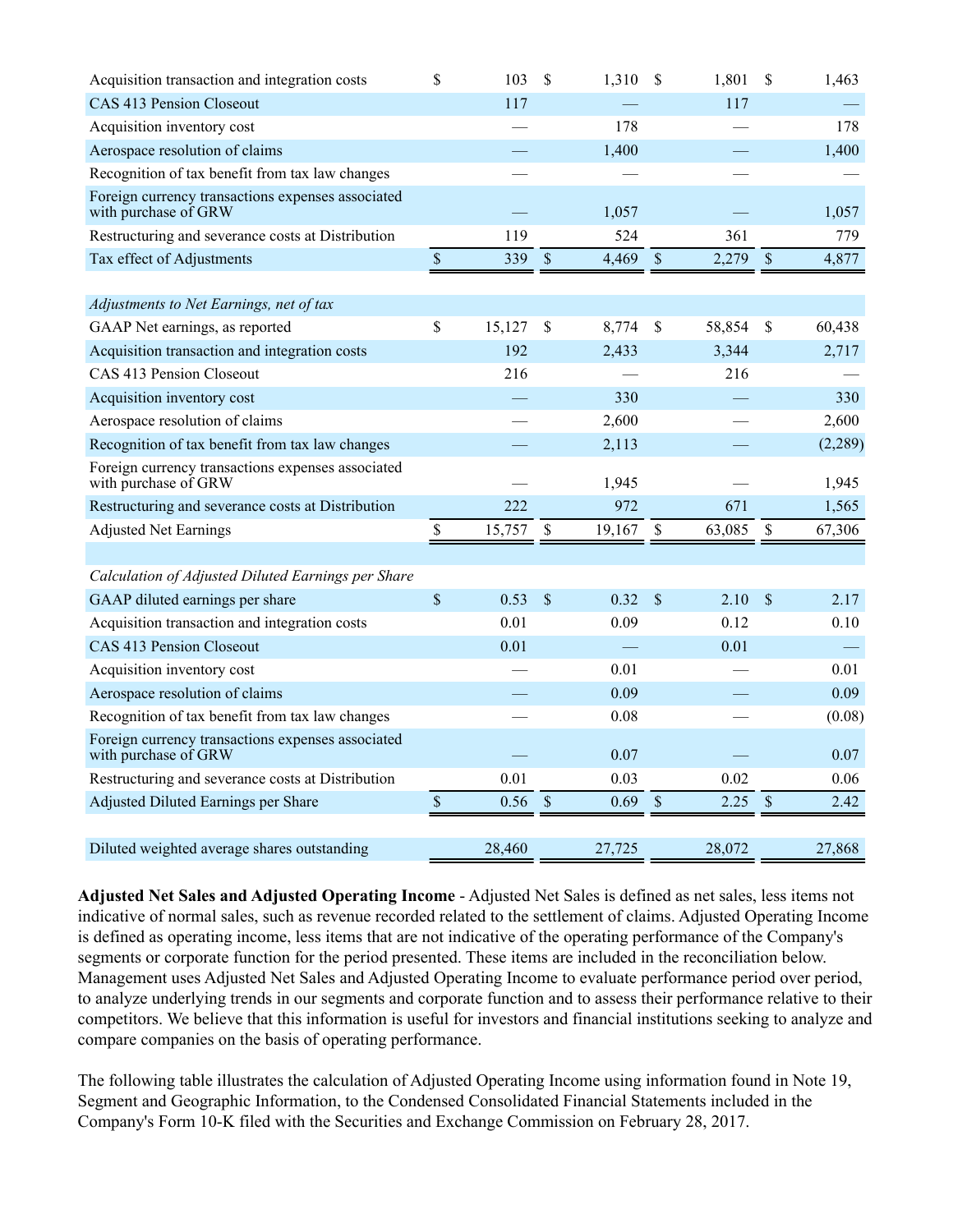| | | | | |
|---|---|---|---|---|
| Acquisition transaction and integration costs | $ 103 | $ 1,310 | $ 1,801 | $ 1,463 |
| CAS 413 Pension Closeout | 117 | — | 117 | — |
| Acquisition inventory cost | — | 178 | — | 178 |
| Aerospace resolution of claims | — | 1,400 | — | 1,400 |
| Recognition of tax benefit from tax law changes | — | — | — | — |
| Foreign currency transactions expenses associated with purchase of GRW | — | 1,057 | — | 1,057 |
| Restructuring and severance costs at Distribution | 119 | 524 | 361 | 779 |
| Tax effect of Adjustments | $ 339 | $ 4,469 | $ 2,279 | $ 4,877 |
| | | | | |
| *Adjustments to Net Earnings, net of tax* | | | | |
| GAAP Net earnings, as reported | $ 15,127 | $ 8,774 | $ 58,854 | $ 60,438 |
| Acquisition transaction and integration costs | 192 | 2,433 | 3,344 | 2,717 |
| CAS 413 Pension Closeout | 216 | — | 216 | — |
| Acquisition inventory cost | — | 330 | — | 330 |
| Aerospace resolution of claims | — | 2,600 | — | 2,600 |
| Recognition of tax benefit from tax law changes | — | 2,113 | — | (2,289) |
| Foreign currency transactions expenses associated with purchase of GRW | — | 1,945 | — | 1,945 |
| Restructuring and severance costs at Distribution | 222 | 972 | 671 | 1,565 |
| Adjusted Net Earnings | $ 15,757 | $ 19,167 | $ 63,085 | $ 67,306 |
| | | | | |
| *Calculation of Adjusted Diluted Earnings per Share* | | | | |
| GAAP diluted earnings per share | $ 0.53 | $ 0.32 | $ 2.10 | $ 2.17 |
| Acquisition transaction and integration costs | 0.01 | 0.09 | 0.12 | 0.10 |
| CAS 413 Pension Closeout | 0.01 | — | 0.01 | — |
| Acquisition inventory cost | — | 0.01 | — | 0.01 |
| Aerospace resolution of claims | — | 0.09 | — | 0.09 |
| Recognition of tax benefit from tax law changes | — | 0.08 | — | (0.08) |
| Foreign currency transactions expenses associated with purchase of GRW | — | 0.07 | — | 0.07 |
| Restructuring and severance costs at Distribution | 0.01 | 0.03 | 0.02 | 0.06 |
| Adjusted Diluted Earnings per Share | $ 0.56 | $ 0.69 | $ 2.25 | $ 2.42 |
| | | | | |
| Diluted weighted average shares outstanding | 28,460 | 27,725 | 28,072 | 27,868 |

**Adjusted Net Sales and Adjusted Operating Income** - Adjusted Net Sales is defined as net sales, less items not indicative of normal sales, such as revenue recorded related to the settlement of claims. Adjusted Operating Income is defined as operating income, less items that are not indicative of the operating performance of the Company's segments or corporate function for the period presented. These items are included in the reconciliation below. Management uses Adjusted Net Sales and Adjusted Operating Income to evaluate performance period over period, to analyze underlying trends in our segments and corporate function and to assess their performance relative to their competitors. We believe that this information is useful for investors and financial institutions seeking to analyze and compare companies on the basis of operating performance.

The following table illustrates the calculation of Adjusted Operating Income using information found in Note 19, Segment and Geographic Information, to the Condensed Consolidated Financial Statements included in the Company's Form 10-K filed with the Securities and Exchange Commission on February 28, 2017.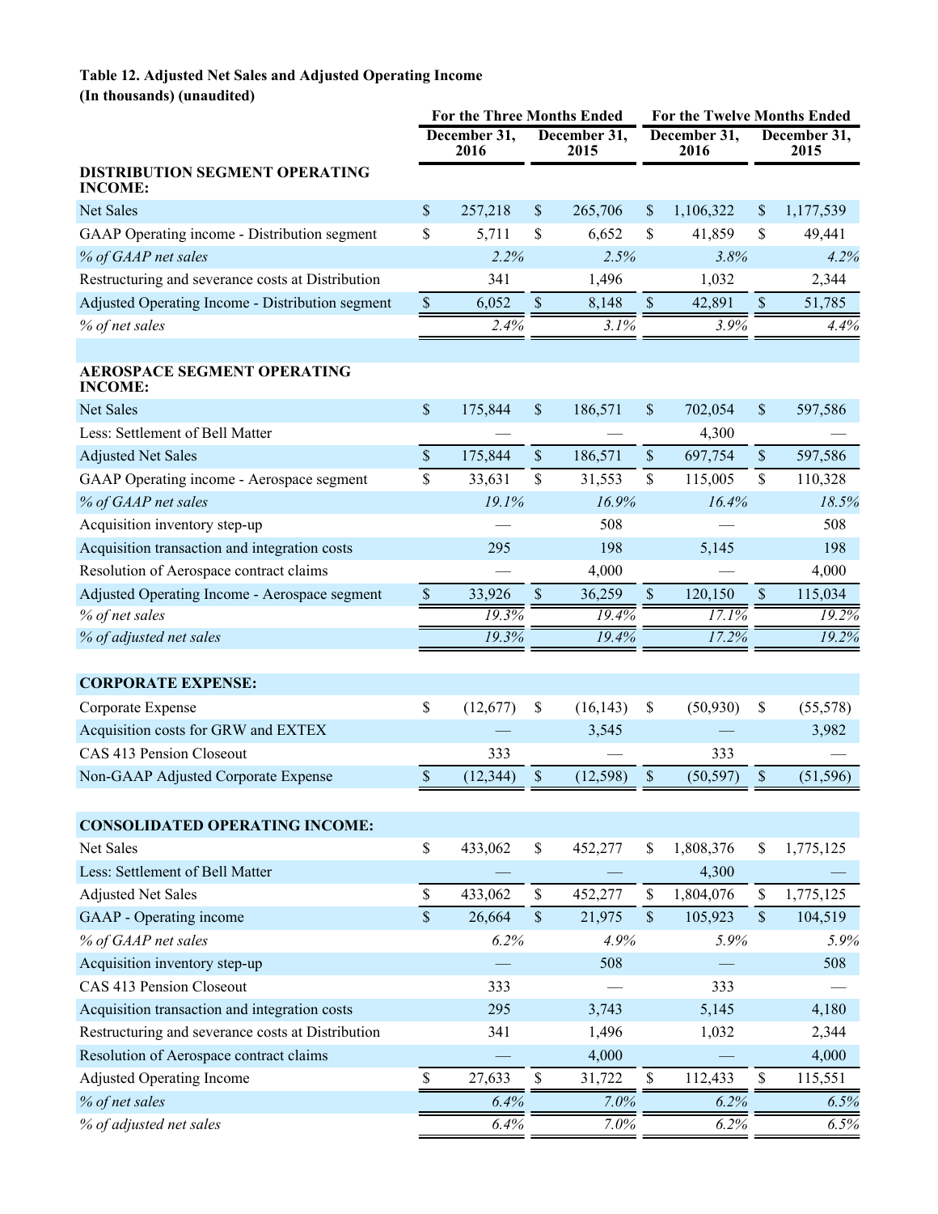**Table 12. Adjusted Net Sales and Adjusted Operating Income**
**(In thousands) (unaudited)**

| | For the Three Months Ended | | For the Twelve Months Ended | |
|---|---|---|---|---|
| | December 31, 2016 | December 31, 2015 | December 31, 2016 | December 31, 2015 |
| **DISTRIBUTION SEGMENT OPERATING INCOME:** | | | | |
| Net Sales | $ 257,218 | $ 265,706 | $ 1,106,322 | $ 1,177,539 |
| GAAP Operating income - Distribution segment | $ 5,711 | $ 6,652 | $ 41,859 | $ 49,441 |
| *% of GAAP net sales* | *2.2%* | *2.5%* | *3.8%* | *4.2%* |
| Restructuring and severance costs at Distribution | 341 | 1,496 | 1,032 | 2,344 |
| Adjusted Operating Income - Distribution segment | $ 6,052 | $ 8,148 | $ 42,891 | $ 51,785 |
| *% of net sales* | *2.4%* | *3.1%* | *3.9%* | *4.4%* |
| | | | | |
| **AEROSPACE SEGMENT OPERATING INCOME:** | | | | |
| Net Sales | $ 175,844 | $ 186,571 | $ 702,054 | $ 597,586 |
| Less: Settlement of Bell Matter | — | — | 4,300 | — |
| Adjusted Net Sales | $ 175,844 | $ 186,571 | $ 697,754 | $ 597,586 |
| GAAP Operating income - Aerospace segment | $ 33,631 | $ 31,553 | $ 115,005 | $ 110,328 |
| *% of GAAP net sales* | *19.1%* | *16.9%* | *16.4%* | *18.5%* |
| Acquisition inventory step-up | — | 508 | — | 508 |
| Acquisition transaction and integration costs | 295 | 198 | 5,145 | 198 |
| Resolution of Aerospace contract claims | — | 4,000 | — | 4,000 |
| Adjusted Operating Income - Aerospace segment | $ 33,926 | $ 36,259 | $ 120,150 | $ 115,034 |
| *% of net sales* | *19.3%* | *19.4%* | *17.1%* | *19.2%* |
| *% of adjusted net sales* | *19.3%* | *19.4%* | *17.2%* | *19.2%* |
| | | | | |
| **CORPORATE EXPENSE:** | | | | |
| Corporate Expense | $ (12,677) | $ (16,143) | $ (50,930) | $ (55,578) |
| Acquisition costs for GRW and EXTEX | — | 3,545 | — | 3,982 |
| CAS 413 Pension Closeout | 333 | — | 333 | — |
| Non-GAAP Adjusted Corporate Expense | $ (12,344) | $ (12,598) | $ (50,597) | $ (51,596) |
| | | | | |
| **CONSOLIDATED OPERATING INCOME:** | | | | |
| Net Sales | $ 433,062 | $ 452,277 | $ 1,808,376 | $ 1,775,125 |
| Less: Settlement of Bell Matter | — | — | 4,300 | — |
| Adjusted Net Sales | $ 433,062 | $ 452,277 | $ 1,804,076 | $ 1,775,125 |
| GAAP - Operating income | $ 26,664 | $ 21,975 | $ 105,923 | $ 104,519 |
| *% of GAAP net sales* | *6.2%* | *4.9%* | *5.9%* | *5.9%* |
| Acquisition inventory step-up | — | 508 | — | 508 |
| CAS 413 Pension Closeout | 333 | — | 333 | — |
| Acquisition transaction and integration costs | 295 | 3,743 | 5,145 | 4,180 |
| Restructuring and severance costs at Distribution | 341 | 1,496 | 1,032 | 2,344 |
| Resolution of Aerospace contract claims | — | 4,000 | — | 4,000 |
| Adjusted Operating Income | $ 27,633 | $ 31,722 | $ 112,433 | $ 115,551 |
| *% of net sales* | *6.4%* | *7.0%* | *6.2%* | *6.5%* |
| *% of adjusted net sales* | *6.4%* | *7.0%* | *6.2%* | *6.5%* |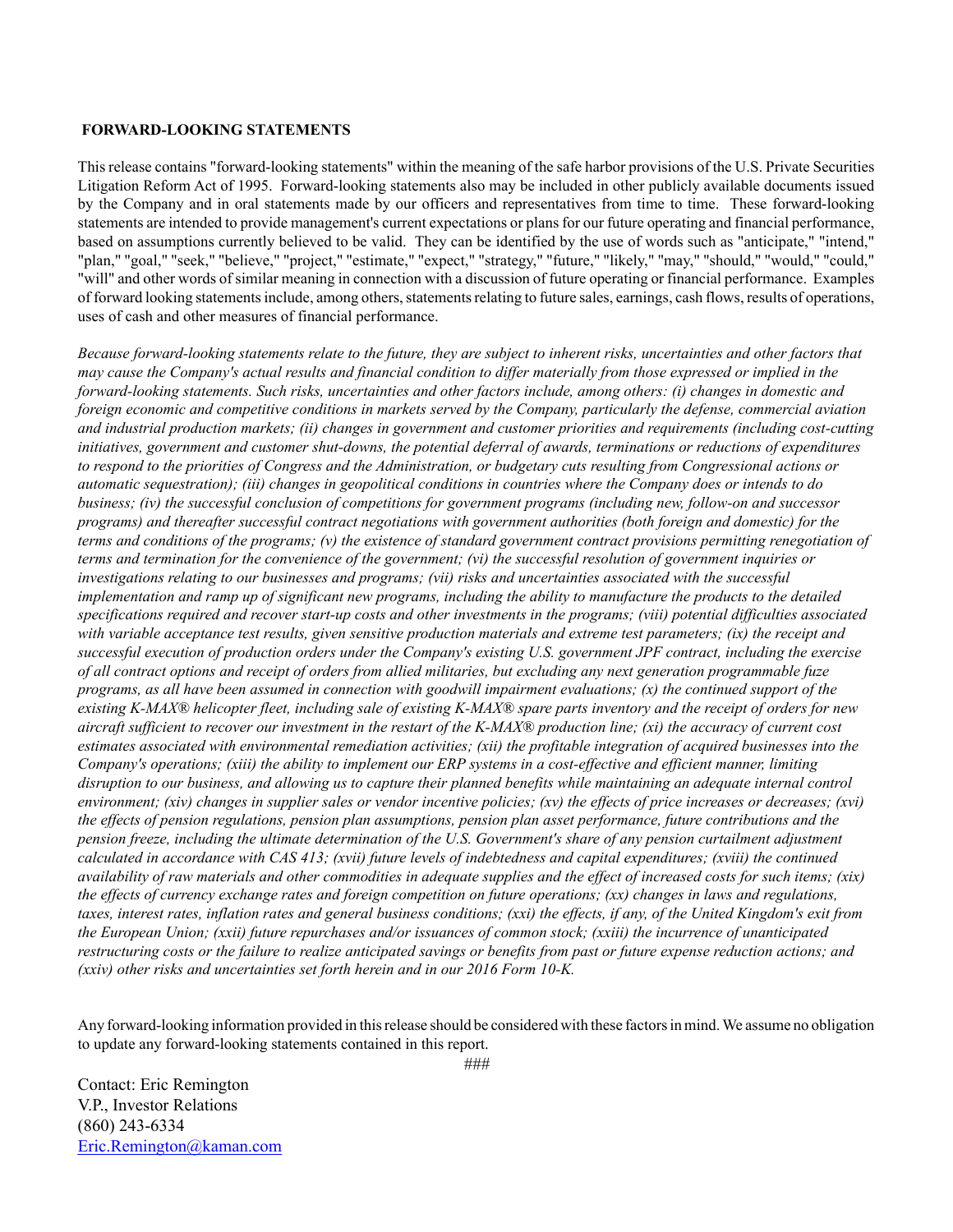**FORWARD-LOOKING STATEMENTS**

This release contains "forward-looking statements" within the meaning of the safe harbor provisions of the U.S. Private Securities Litigation Reform Act of 1995. Forward-looking statements also may be included in other publicly available documents issued by the Company and in oral statements made by our officers and representatives from time to time. These forward-looking statements are intended to provide management's current expectations or plans for our future operating and financial performance, based on assumptions currently believed to be valid. They can be identified by the use of words such as "anticipate," "intend," "plan," "goal," "seek," "believe," "project," "estimate," "expect," "strategy," "future," "likely," "may," "should," "would," "could," "will" and other words of similar meaning in connection with a discussion of future operating or financial performance. Examples of forward looking statements include, among others, statements relating to future sales, earnings, cash flows, results of operations, uses of cash and other measures of financial performance.

*Because forward-looking statements relate to the future, they are subject to inherent risks, uncertainties and other factors that may cause the Company's actual results and financial condition to differ materially from those expressed or implied in the forward-looking statements. Such risks, uncertainties and other factors include, among others: (i) changes in domestic and foreign economic and competitive conditions in markets served by the Company, particularly the defense, commercial aviation and industrial production markets; (ii) changes in government and customer priorities and requirements (including cost-cutting initiatives, government and customer shut-downs, the potential deferral of awards, terminations or reductions of expenditures to respond to the priorities of Congress and the Administration, or budgetary cuts resulting from Congressional actions or automatic sequestration); (iii) changes in geopolitical conditions in countries where the Company does or intends to do business; (iv) the successful conclusion of competitions for government programs (including new, follow-on and successor programs) and thereafter successful contract negotiations with government authorities (both foreign and domestic) for the terms and conditions of the programs; (v) the existence of standard government contract provisions permitting renegotiation of terms and termination for the convenience of the government; (vi) the successful resolution of government inquiries or investigations relating to our businesses and programs; (vii) risks and uncertainties associated with the successful implementation and ramp up of significant new programs, including the ability to manufacture the products to the detailed specifications required and recover start-up costs and other investments in the programs; (viii) potential difficulties associated with variable acceptance test results, given sensitive production materials and extreme test parameters; (ix) the receipt and successful execution of production orders under the Company's existing U.S. government JPF contract, including the exercise of all contract options and receipt of orders from allied militaries, but excluding any next generation programmable fuze programs, as all have been assumed in connection with goodwill impairment evaluations; (x) the continued support of the existing K-MAX® helicopter fleet, including sale of existing K-MAX® spare parts inventory and the receipt of orders for new aircraft sufficient to recover our investment in the restart of the K-MAX® production line; (xi) the accuracy of current cost estimates associated with environmental remediation activities; (xii) the profitable integration of acquired businesses into the Company's operations; (xiii) the ability to implement our ERP systems in a cost-effective and efficient manner, limiting disruption to our business, and allowing us to capture their planned benefits while maintaining an adequate internal control environment; (xiv) changes in supplier sales or vendor incentive policies; (xv) the effects of price increases or decreases; (xvi) the effects of pension regulations, pension plan assumptions, pension plan asset performance, future contributions and the pension freeze, including the ultimate determination of the U.S. Government's share of any pension curtailment adjustment calculated in accordance with CAS 413; (xvii) future levels of indebtedness and capital expenditures; (xviii) the continued availability of raw materials and other commodities in adequate supplies and the effect of increased costs for such items; (xix) the effects of currency exchange rates and foreign competition on future operations; (xx) changes in laws and regulations, taxes, interest rates, inflation rates and general business conditions; (xxi) the effects, if any, of the United Kingdom's exit from the European Union; (xxii) future repurchases and/or issuances of common stock; (xxiii) the incurrence of unanticipated restructuring costs or the failure to realize anticipated savings or benefits from past or future expense reduction actions; and (xxiv) other risks and uncertainties set forth herein and in our 2016 Form 10-K.*

Any forward-looking information provided in this release should be considered with these factors in mind. We assume no obligation to update any forward-looking statements contained in this report.

###

Contact: Eric Remington
V.P., Investor Relations
(860) 243-6334
Eric.Remington@kaman.com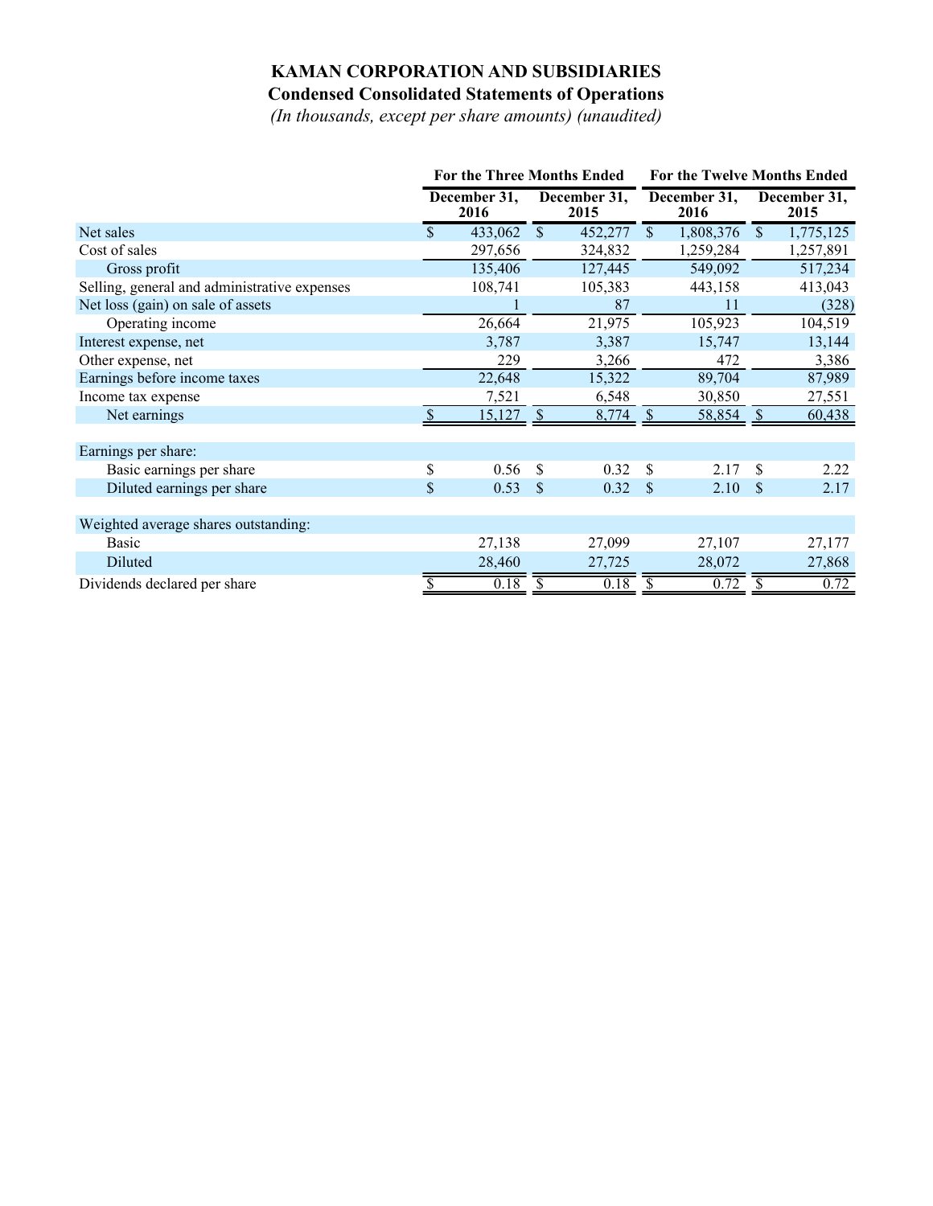# KAMAN CORPORATION AND SUBSIDIARIES

## Condensed Consolidated Statements of Operations

*(In thousands, except per share amounts) (unaudited)*

| | For the Three Months Ended | | For the Twelve Months Ended | |
|---|---|---|---|---|
| | December 31, 2016 | December 31, 2015 | December 31, 2016 | December 31, 2015 |
| Net sales | $ 433,062 | $ 452,277 | $ 1,808,376 | $ 1,775,125 |
| Cost of sales | 297,656 | 324,832 | 1,259,284 | 1,257,891 |
| Gross profit | 135,406 | 127,445 | 549,092 | 517,234 |
| Selling, general and administrative expenses | 108,741 | 105,383 | 443,158 | 413,043 |
| Net loss (gain) on sale of assets | 1 | 87 | 11 | (328) |
| Operating income | 26,664 | 21,975 | 105,923 | 104,519 |
| Interest expense, net | 3,787 | 3,387 | 15,747 | 13,144 |
| Other expense, net | 229 | 3,266 | 472 | 3,386 |
| Earnings before income taxes | 22,648 | 15,322 | 89,704 | 87,989 |
| Income tax expense | 7,521 | 6,548 | 30,850 | 27,551 |
| Net earnings | $ 15,127 | $ 8,774 | $ 58,854 | $ 60,438 |
| | | | | |
| Earnings per share: | | | | |
| Basic earnings per share | $ 0.56 | $ 0.32 | $ 2.17 | $ 2.22 |
| Diluted earnings per share | $ 0.53 | $ 0.32 | $ 2.10 | $ 2.17 |
| | | | | |
| Weighted average shares outstanding: | | | | |
| Basic | 27,138 | 27,099 | 27,107 | 27,177 |
| Diluted | 28,460 | 27,725 | 28,072 | 27,868 |
| Dividends declared per share | $ 0.18 | $ 0.18 | $ 0.72 | $ 0.72 |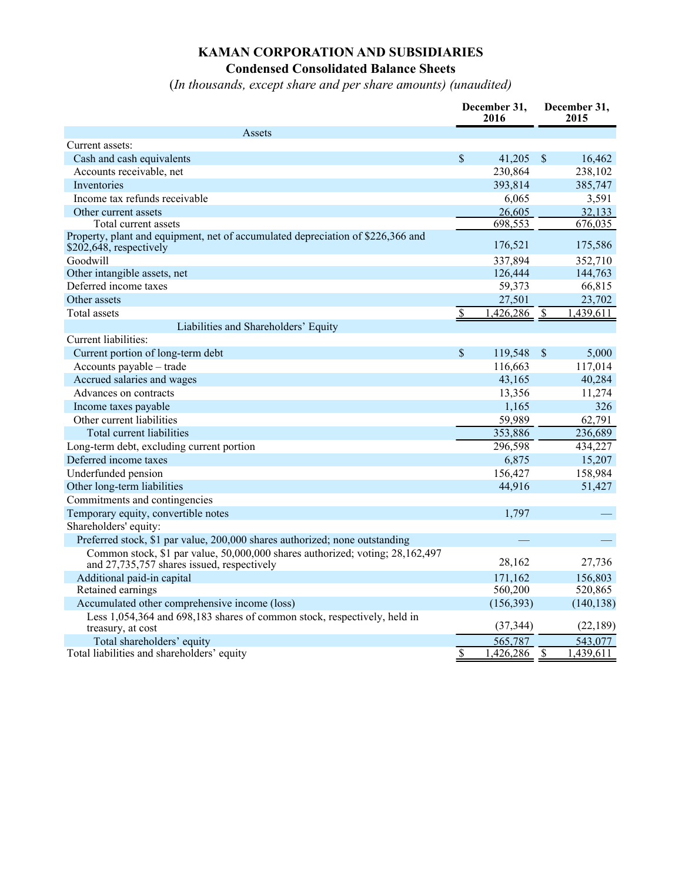# KAMAN CORPORATION AND SUBSIDIARIES

## Condensed Consolidated Balance Sheets

(*In thousands, except share and per share amounts) (unaudited)*

| | December 31, 2016 | December 31, 2015 |
|---|---|---|
| **Assets** | | |
| Current assets: | | |
| Cash and cash equivalents | $ 41,205 | $ 16,462 |
| Accounts receivable, net | 230,864 | 238,102 |
| Inventories | 393,814 | 385,747 |
| Income tax refunds receivable | 6,065 | 3,591 |
| Other current assets | 26,605 | 32,133 |
| Total current assets | 698,553 | 676,035 |
| Property, plant and equipment, net of accumulated depreciation of $226,366 and $202,648, respectively | 176,521 | 175,586 |
| Goodwill | 337,894 | 352,710 |
| Other intangible assets, net | 126,444 | 144,763 |
| Deferred income taxes | 59,373 | 66,815 |
| Other assets | 27,501 | 23,702 |
| Total assets | $ 1,426,286 | $ 1,439,611 |
| **Liabilities and Shareholders' Equity** | | |
| Current liabilities: | | |
| Current portion of long-term debt | $ 119,548 | $ 5,000 |
| Accounts payable – trade | 116,663 | 117,014 |
| Accrued salaries and wages | 43,165 | 40,284 |
| Advances on contracts | 13,356 | 11,274 |
| Income taxes payable | 1,165 | 326 |
| Other current liabilities | 59,989 | 62,791 |
| Total current liabilities | 353,886 | 236,689 |
| Long-term debt, excluding current portion | 296,598 | 434,227 |
| Deferred income taxes | 6,875 | 15,207 |
| Underfunded pension | 156,427 | 158,984 |
| Other long-term liabilities | 44,916 | 51,427 |
| Commitments and contingencies | | |
| Temporary equity, convertible notes | 1,797 | — |
| Shareholders' equity: | | |
| Preferred stock, $1 par value, 200,000 shares authorized; none outstanding | — | — |
| Common stock, $1 par value, 50,000,000 shares authorized; voting; 28,162,497 and 27,735,757 shares issued, respectively | 28,162 | 27,736 |
| Additional paid-in capital | 171,162 | 156,803 |
| Retained earnings | 560,200 | 520,865 |
| Accumulated other comprehensive income (loss) | (156,393) | (140,138) |
| Less 1,054,364 and 698,183 shares of common stock, respectively, held in treasury, at cost | (37,344) | (22,189) |
| Total shareholders' equity | 565,787 | 543,077 |
| Total liabilities and shareholders' equity | $ 1,426,286 | $ 1,439,611 |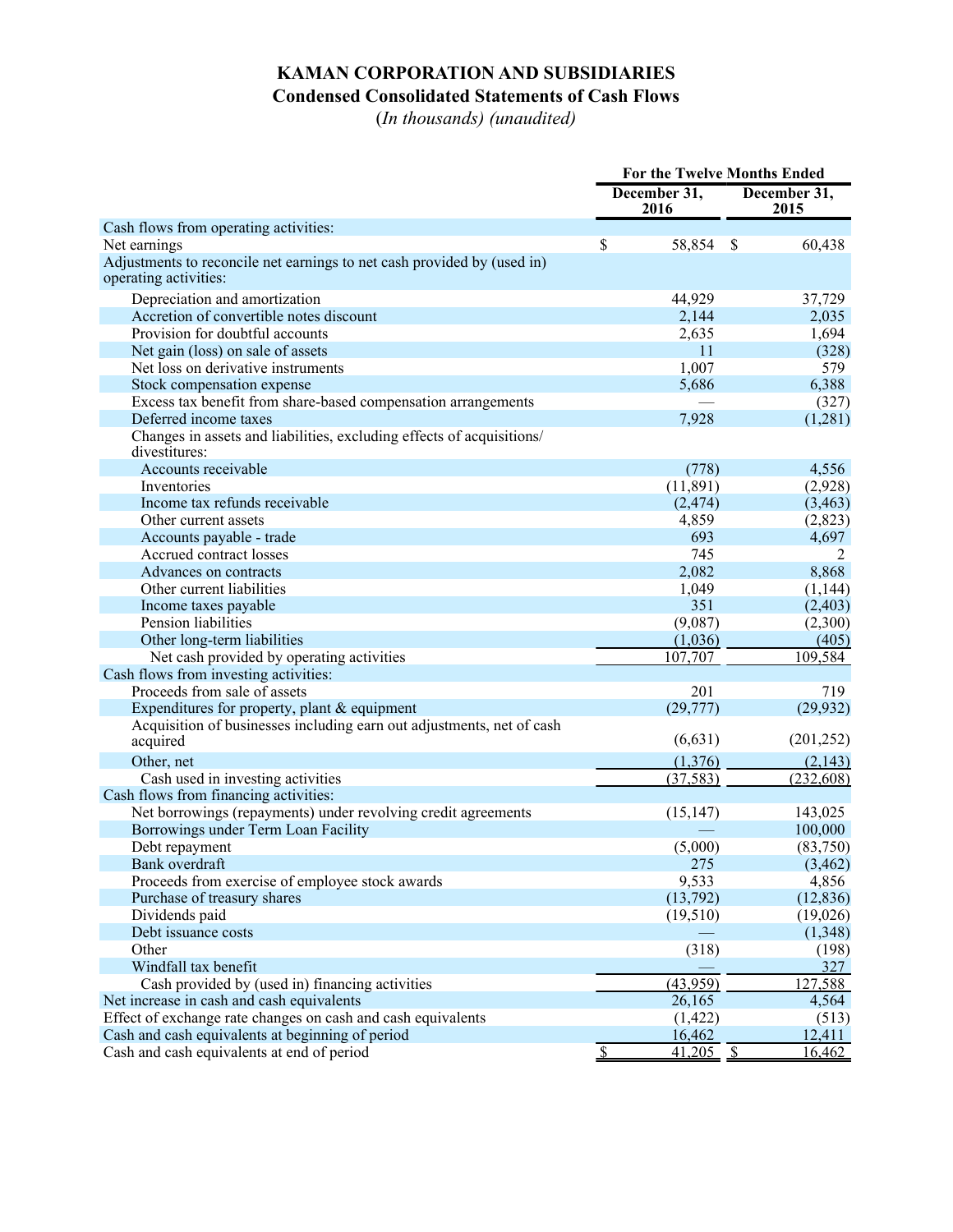# KAMAN CORPORATION AND SUBSIDIARIES

## Condensed Consolidated Statements of Cash Flows

(*In thousands*) (*unaudited*)

| | For the Twelve Months Ended | |
|---|---|---|
| | December 31, 2016 | December 31, 2015 |
| Cash flows from operating activities: | | |
| Net earnings | $ 58,854 | $ 60,438 |
| Adjustments to reconcile net earnings to net cash provided by (used in) operating activities: | | |
| Depreciation and amortization | 44,929 | 37,729 |
| Accretion of convertible notes discount | 2,144 | 2,035 |
| Provision for doubtful accounts | 2,635 | 1,694 |
| Net gain (loss) on sale of assets | 11 | (328) |
| Net loss on derivative instruments | 1,007 | 579 |
| Stock compensation expense | 5,686 | 6,388 |
| Excess tax benefit from share-based compensation arrangements | — | (327) |
| Deferred income taxes | 7,928 | (1,281) |
| Changes in assets and liabilities, excluding effects of acquisitions/ divestitures: | | |
| Accounts receivable | (778) | 4,556 |
| Inventories | (11,891) | (2,928) |
| Income tax refunds receivable | (2,474) | (3,463) |
| Other current assets | 4,859 | (2,823) |
| Accounts payable - trade | 693 | 4,697 |
| Accrued contract losses | 745 | 2 |
| Advances on contracts | 2,082 | 8,868 |
| Other current liabilities | 1,049 | (1,144) |
| Income taxes payable | 351 | (2,403) |
| Pension liabilities | (9,087) | (2,300) |
| Other long-term liabilities | (1,036) | (405) |
| Net cash provided by operating activities | 107,707 | 109,584 |
| Cash flows from investing activities: | | |
| Proceeds from sale of assets | 201 | 719 |
| Expenditures for property, plant & equipment | (29,777) | (29,932) |
| Acquisition of businesses including earn out adjustments, net of cash acquired | (6,631) | (201,252) |
| Other, net | (1,376) | (2,143) |
| Cash used in investing activities | (37,583) | (232,608) |
| Cash flows from financing activities: | | |
| Net borrowings (repayments) under revolving credit agreements | (15,147) | 143,025 |
| Borrowings under Term Loan Facility | — | 100,000 |
| Debt repayment | (5,000) | (83,750) |
| Bank overdraft | 275 | (3,462) |
| Proceeds from exercise of employee stock awards | 9,533 | 4,856 |
| Purchase of treasury shares | (13,792) | (12,836) |
| Dividends paid | (19,510) | (19,026) |
| Debt issuance costs | — | (1,348) |
| Other | (318) | (198) |
| Windfall tax benefit | — | 327 |
| Cash provided by (used in) financing activities | (43,959) | 127,588 |
| Net increase in cash and cash equivalents | 26,165 | 4,564 |
| Effect of exchange rate changes on cash and cash equivalents | (1,422) | (513) |
| Cash and cash equivalents at beginning of period | 16,462 | 12,411 |
| Cash and cash equivalents at end of period | $ 41,205 | $ 16,462 |